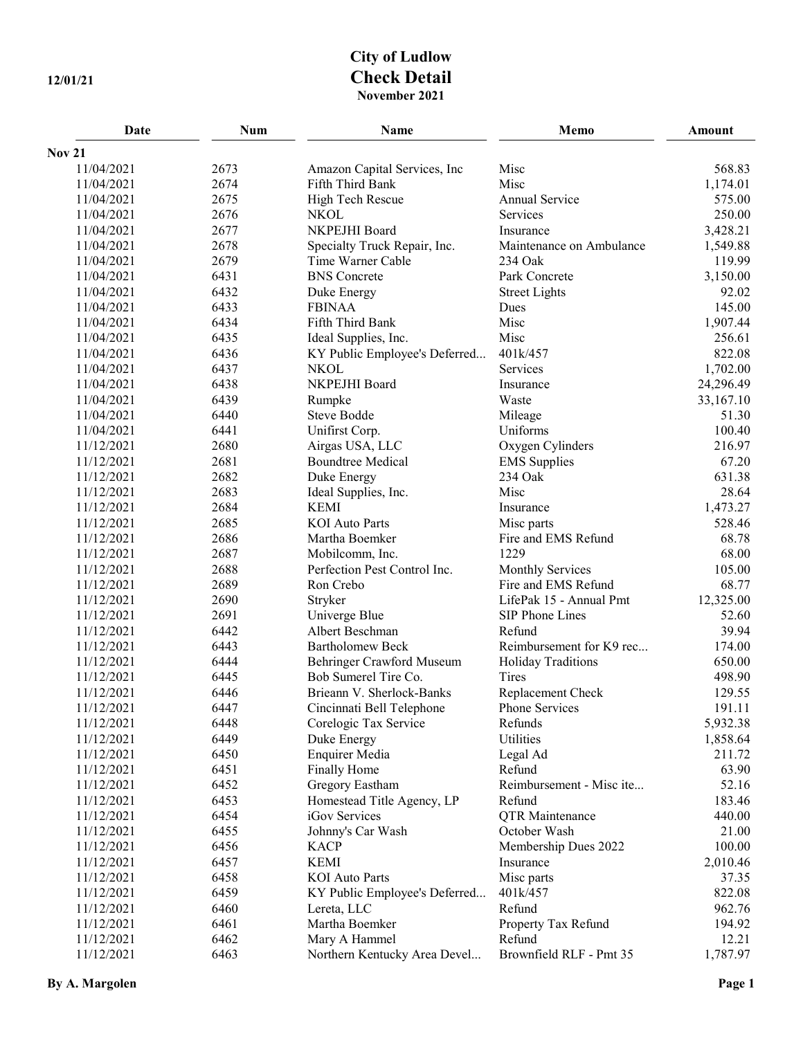# City of Ludlow
## Check Detail
**November 2021**

12/01/21

| Date | Num | Name | Memo | Amount |
|---|---|---|---|---|
| **Nov 21** | | | | |
| 11/04/2021 | 2673 | Amazon Capital Services, Inc | Misc | 568.83 |
| 11/04/2021 | 2674 | Fifth Third Bank | Misc | 1,174.01 |
| 11/04/2021 | 2675 | High Tech Rescue | Annual Service | 575.00 |
| 11/04/2021 | 2676 | NKOL | Services | 250.00 |
| 11/04/2021 | 2677 | NKPEJHI Board | Insurance | 3,428.21 |
| 11/04/2021 | 2678 | Specialty Truck Repair, Inc. | Maintenance on Ambulance | 1,549.88 |
| 11/04/2021 | 2679 | Time Warner Cable | 234 Oak | 119.99 |
| 11/04/2021 | 6431 | BNS Concrete | Park Concrete | 3,150.00 |
| 11/04/2021 | 6432 | Duke Energy | Street Lights | 92.02 |
| 11/04/2021 | 6433 | FBINAA | Dues | 145.00 |
| 11/04/2021 | 6434 | Fifth Third Bank | Misc | 1,907.44 |
| 11/04/2021 | 6435 | Ideal Supplies, Inc. | Misc | 256.61 |
| 11/04/2021 | 6436 | KY Public Employee's Deferred... | 401k/457 | 822.08 |
| 11/04/2021 | 6437 | NKOL | Services | 1,702.00 |
| 11/04/2021 | 6438 | NKPEJHI Board | Insurance | 24,296.49 |
| 11/04/2021 | 6439 | Rumpke | Waste | 33,167.10 |
| 11/04/2021 | 6440 | Steve Bodde | Mileage | 51.30 |
| 11/04/2021 | 6441 | Unifirst Corp. | Uniforms | 100.40 |
| 11/12/2021 | 2680 | Airgas USA, LLC | Oxygen Cylinders | 216.97 |
| 11/12/2021 | 2681 | Boundtree Medical | EMS Supplies | 67.20 |
| 11/12/2021 | 2682 | Duke Energy | 234 Oak | 631.38 |
| 11/12/2021 | 2683 | Ideal Supplies, Inc. | Misc | 28.64 |
| 11/12/2021 | 2684 | KEMI | Insurance | 1,473.27 |
| 11/12/2021 | 2685 | KOI Auto Parts | Misc parts | 528.46 |
| 11/12/2021 | 2686 | Martha Boemker | Fire and EMS Refund | 68.78 |
| 11/12/2021 | 2687 | Mobilcomm, Inc. | 1229 | 68.00 |
| 11/12/2021 | 2688 | Perfection Pest Control Inc. | Monthly Services | 105.00 |
| 11/12/2021 | 2689 | Ron Crebo | Fire and EMS Refund | 68.77 |
| 11/12/2021 | 2690 | Stryker | LifePak 15 - Annual Pmt | 12,325.00 |
| 11/12/2021 | 2691 | Univerge Blue | SIP Phone Lines | 52.60 |
| 11/12/2021 | 6442 | Albert Beschman | Refund | 39.94 |
| 11/12/2021 | 6443 | Bartholomew Beck | Reimbursement for K9 rec... | 174.00 |
| 11/12/2021 | 6444 | Behringer Crawford Museum | Holiday Traditions | 650.00 |
| 11/12/2021 | 6445 | Bob Sumerel Tire Co. | Tires | 498.90 |
| 11/12/2021 | 6446 | Brieann V. Sherlock-Banks | Replacement Check | 129.55 |
| 11/12/2021 | 6447 | Cincinnati Bell Telephone | Phone Services | 191.11 |
| 11/12/2021 | 6448 | Corelogic Tax Service | Refunds | 5,932.38 |
| 11/12/2021 | 6449 | Duke Energy | Utilities | 1,858.64 |
| 11/12/2021 | 6450 | Enquirer Media | Legal Ad | 211.72 |
| 11/12/2021 | 6451 | Finally Home | Refund | 63.90 |
| 11/12/2021 | 6452 | Gregory Eastham | Reimbursement - Misc ite... | 52.16 |
| 11/12/2021 | 6453 | Homestead Title Agency, LP | Refund | 183.46 |
| 11/12/2021 | 6454 | iGov Services | QTR Maintenance | 440.00 |
| 11/12/2021 | 6455 | Johnny's Car Wash | October Wash | 21.00 |
| 11/12/2021 | 6456 | KACP | Membership Dues 2022 | 100.00 |
| 11/12/2021 | 6457 | KEMI | Insurance | 2,010.46 |
| 11/12/2021 | 6458 | KOI Auto Parts | Misc parts | 37.35 |
| 11/12/2021 | 6459 | KY Public Employee's Deferred... | 401k/457 | 822.08 |
| 11/12/2021 | 6460 | Lereta, LLC | Refund | 962.76 |
| 11/12/2021 | 6461 | Martha Boemker | Property Tax Refund | 194.92 |
| 11/12/2021 | 6462 | Mary A Hammel | Refund | 12.21 |
| 11/12/2021 | 6463 | Northern Kentucky Area Devel... | Brownfield RLF - Pmt 35 | 1,787.97 |

By A. Margolen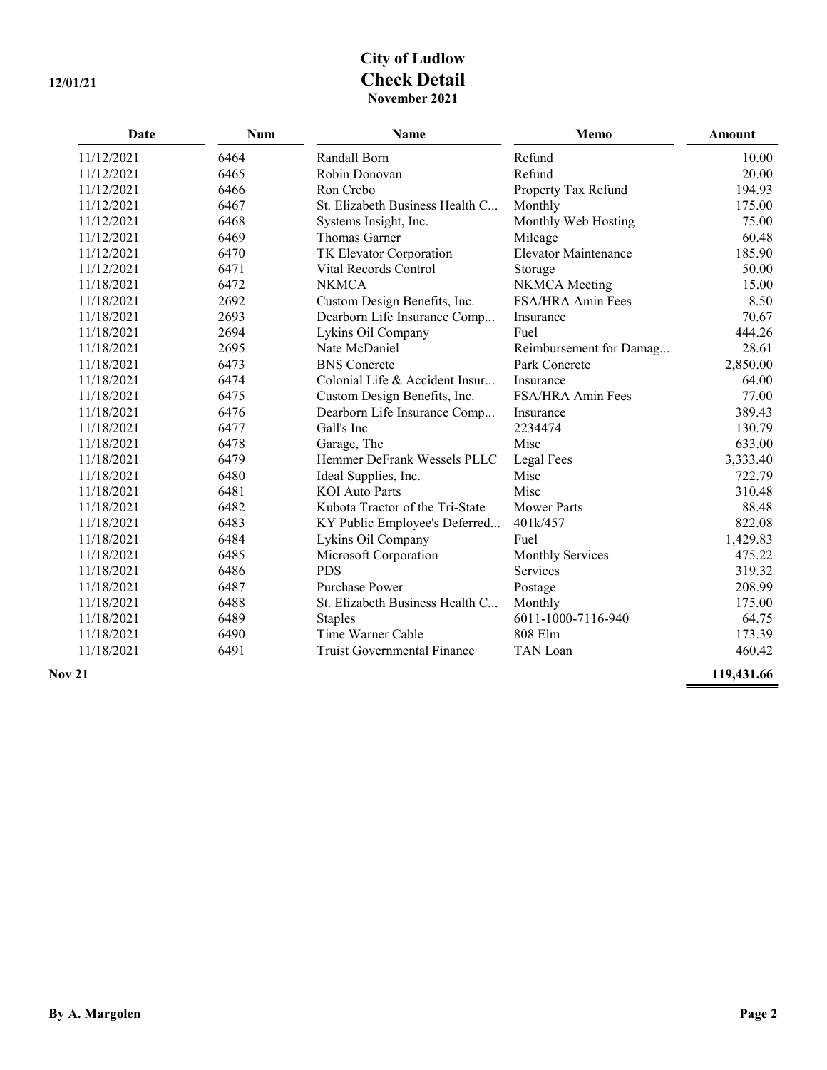# City of Ludlow
## Check Detail
### November 2021

| Date | Num | Name | Memo | Amount |
|---|---|---|---|---|
| 11/12/2021 | 6464 | Randall Born | Refund | 10.00 |
| 11/12/2021 | 6465 | Robin Donovan | Refund | 20.00 |
| 11/12/2021 | 6466 | Ron Crebo | Property Tax Refund | 194.93 |
| 11/12/2021 | 6467 | St. Elizabeth Business Health C... | Monthly | 175.00 |
| 11/12/2021 | 6468 | Systems Insight, Inc. | Monthly Web Hosting | 75.00 |
| 11/12/2021 | 6469 | Thomas Garner | Mileage | 60.48 |
| 11/12/2021 | 6470 | TK Elevator Corporation | Elevator Maintenance | 185.90 |
| 11/12/2021 | 6471 | Vital Records Control | Storage | 50.00 |
| 11/18/2021 | 6472 | NKMCA | NKMCA Meeting | 15.00 |
| 11/18/2021 | 2692 | Custom Design Benefits, Inc. | FSA/HRA Amin Fees | 8.50 |
| 11/18/2021 | 2693 | Dearborn Life Insurance Comp... | Insurance | 70.67 |
| 11/18/2021 | 2694 | Lykins Oil Company | Fuel | 444.26 |
| 11/18/2021 | 2695 | Nate McDaniel | Reimbursement for Damag... | 28.61 |
| 11/18/2021 | 6473 | BNS Concrete | Park Concrete | 2,850.00 |
| 11/18/2021 | 6474 | Colonial Life & Accident Insur... | Insurance | 64.00 |
| 11/18/2021 | 6475 | Custom Design Benefits, Inc. | FSA/HRA Amin Fees | 77.00 |
| 11/18/2021 | 6476 | Dearborn Life Insurance Comp... | Insurance | 389.43 |
| 11/18/2021 | 6477 | Gall's Inc | 2234474 | 130.79 |
| 11/18/2021 | 6478 | Garage, The | Misc | 633.00 |
| 11/18/2021 | 6479 | Hemmer DeFrank Wessels PLLC | Legal Fees | 3,333.40 |
| 11/18/2021 | 6480 | Ideal Supplies, Inc. | Misc | 722.79 |
| 11/18/2021 | 6481 | KOI Auto Parts | Misc | 310.48 |
| 11/18/2021 | 6482 | Kubota Tractor of the Tri-State | Mower Parts | 88.48 |
| 11/18/2021 | 6483 | KY Public Employee's Deferred... | 401k/457 | 822.08 |
| 11/18/2021 | 6484 | Lykins Oil Company | Fuel | 1,429.83 |
| 11/18/2021 | 6485 | Microsoft Corporation | Monthly Services | 475.22 |
| 11/18/2021 | 6486 | PDS | Services | 319.32 |
| 11/18/2021 | 6487 | Purchase Power | Postage | 208.99 |
| 11/18/2021 | 6488 | St. Elizabeth Business Health C... | Monthly | 175.00 |
| 11/18/2021 | 6489 | Staples | 6011-1000-7116-940 | 64.75 |
| 11/18/2021 | 6490 | Time Warner Cable | 808 Elm | 173.39 |
| 11/18/2021 | 6491 | Truist Governmental Finance | TAN Loan | 460.42 |
| **Nov 21** | | | | **119,431.66** |